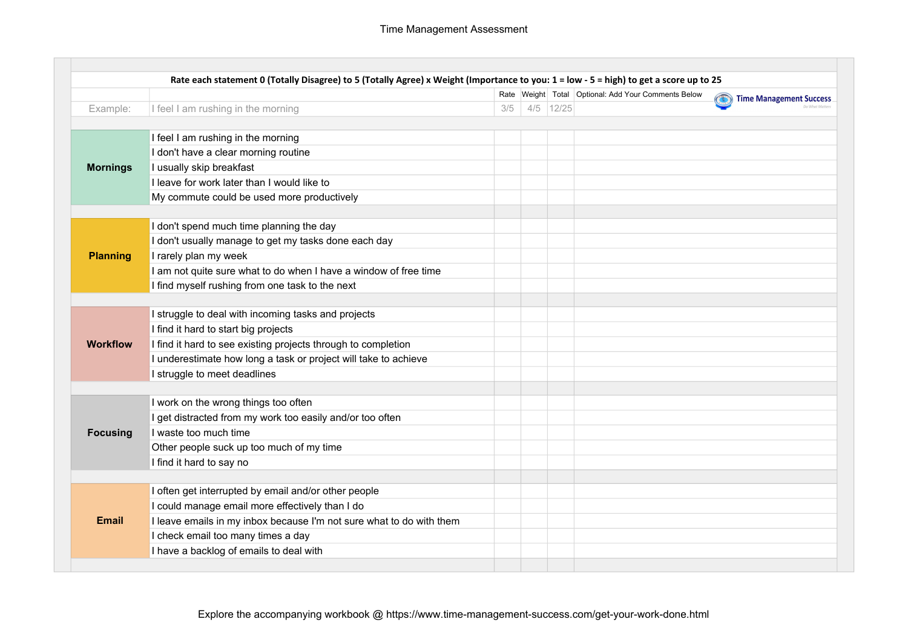# Time Management Assessment

**Rate each statement 0 (Totally Disagree) to 5 (Totally Agree) x Weight (Importance to you: 1 = low - 5 = high) to get a score up to 25**

Time Management Success

| | | Rate | Weight | Total | Optional: Add Your Comments Below |
|---|---|---|---|---|---|
| Example: | I feel I am rushing in the morning | 3/5 | 4/5 | 12/25 | |
| **Mornings** | I feel I am rushing in the morning | | | | |
| | I don't have a clear morning routine | | | | |
| | I usually skip breakfast | | | | |
| | I leave for work later than I would like to | | | | |
| | My commute could be used more productively | | | | |
| **Planning** | I don't spend much time planning the day | | | | |
| | I don't usually manage to get my tasks done each day | | | | |
| | I rarely plan my week | | | | |
| | I am not quite sure what to do when I have a window of free time | | | | |
| | I find myself rushing from one task to the next | | | | |
| **Workflow** | I struggle to deal with incoming tasks and projects | | | | |
| | I find it hard to start big projects | | | | |
| | I find it hard to see existing projects through to completion | | | | |
| | I underestimate how long a task or project will take to achieve | | | | |
| | I struggle to meet deadlines | | | | |
| **Focusing** | I work on the wrong things too often | | | | |
| | I get distracted from my work too easily and/or too often | | | | |
| | I waste too much time | | | | |
| | Other people suck up too much of my time | | | | |
| | I find it hard to say no | | | | |
| **Email** | I often get interrupted by email and/or other people | | | | |
| | I could manage email more effectively than I do | | | | |
| | I leave emails in my inbox because I'm not sure what to do with them | | | | |
| | I check email too many times a day | | | | |
| | I have a backlog of emails to deal with | | | | |

Explore the accompanying workbook @ https://www.time-management-success.com/get-your-work-done.html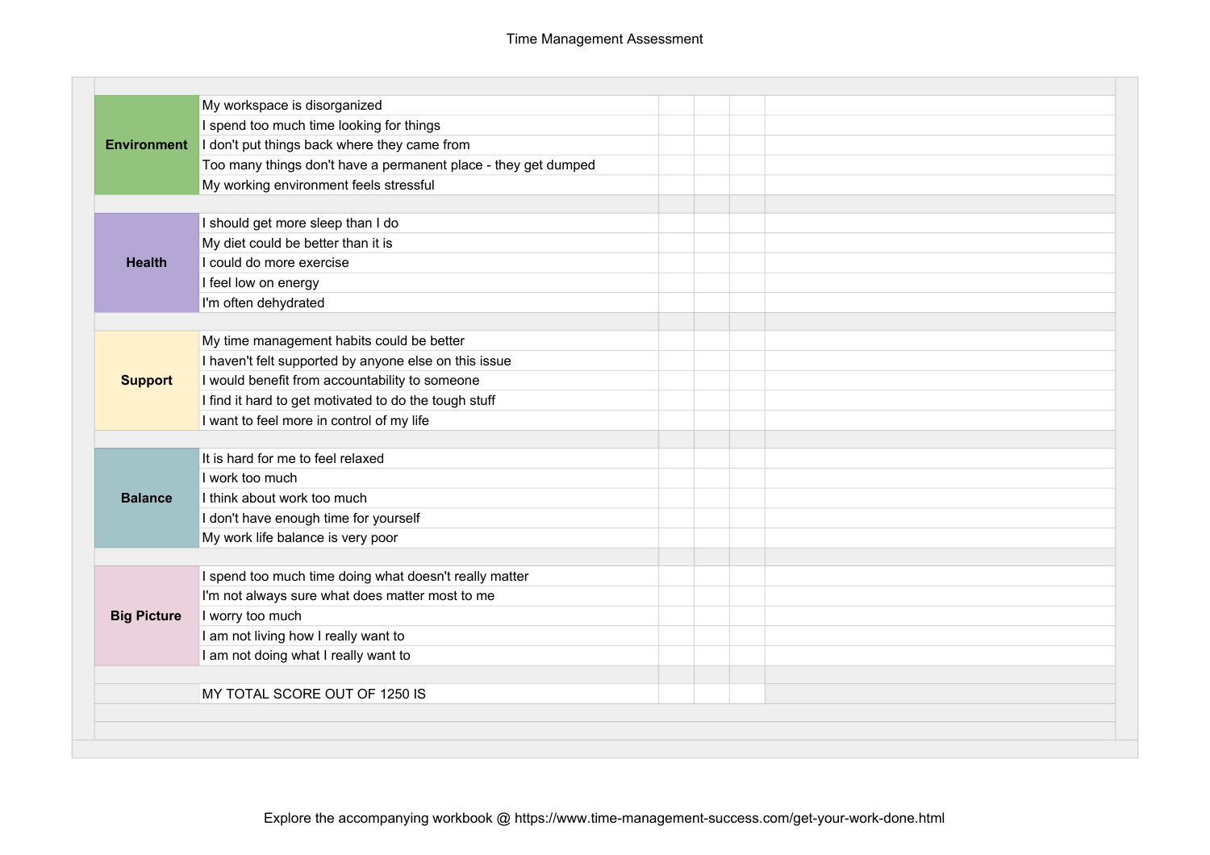# Time Management Assessment

| Category | Statement | | | | |
|---|---|---|---|---|---|
| **Environment** | My workspace is disorganized | | | | |
| | I spend too much time looking for things | | | | |
| | I don't put things back where they came from | | | | |
| | Too many things don't have a permanent place - they get dumped | | | | |
| | My working environment feels stressful | | | | |
| **Health** | I should get more sleep than I do | | | | |
| | My diet could be better than it is | | | | |
| | I could do more exercise | | | | |
| | I feel low on energy | | | | |
| | I'm often dehydrated | | | | |
| **Support** | My time management habits could be better | | | | |
| | I haven't felt supported by anyone else on this issue | | | | |
| | I would benefit from accountability to someone | | | | |
| | I find it hard to get motivated to do the tough stuff | | | | |
| | I want to feel more in control of my life | | | | |
| **Balance** | It is hard for me to feel relaxed | | | | |
| | I work too much | | | | |
| | I think about work too much | | | | |
| | I don't have enough time for yourself | | | | |
| | My work life balance is very poor | | | | |
| **Big Picture** | I spend too much time doing what doesn't really matter | | | | |
| | I'm not always sure what does matter most to me | | | | |
| | I worry too much | | | | |
| | I am not living how I really want to | | | | |
| | I am not doing what I really want to | | | | |
| | MY TOTAL SCORE OUT OF 1250 IS | | | | |

Explore the accompanying workbook @ https://www.time-management-success.com/get-your-work-done.html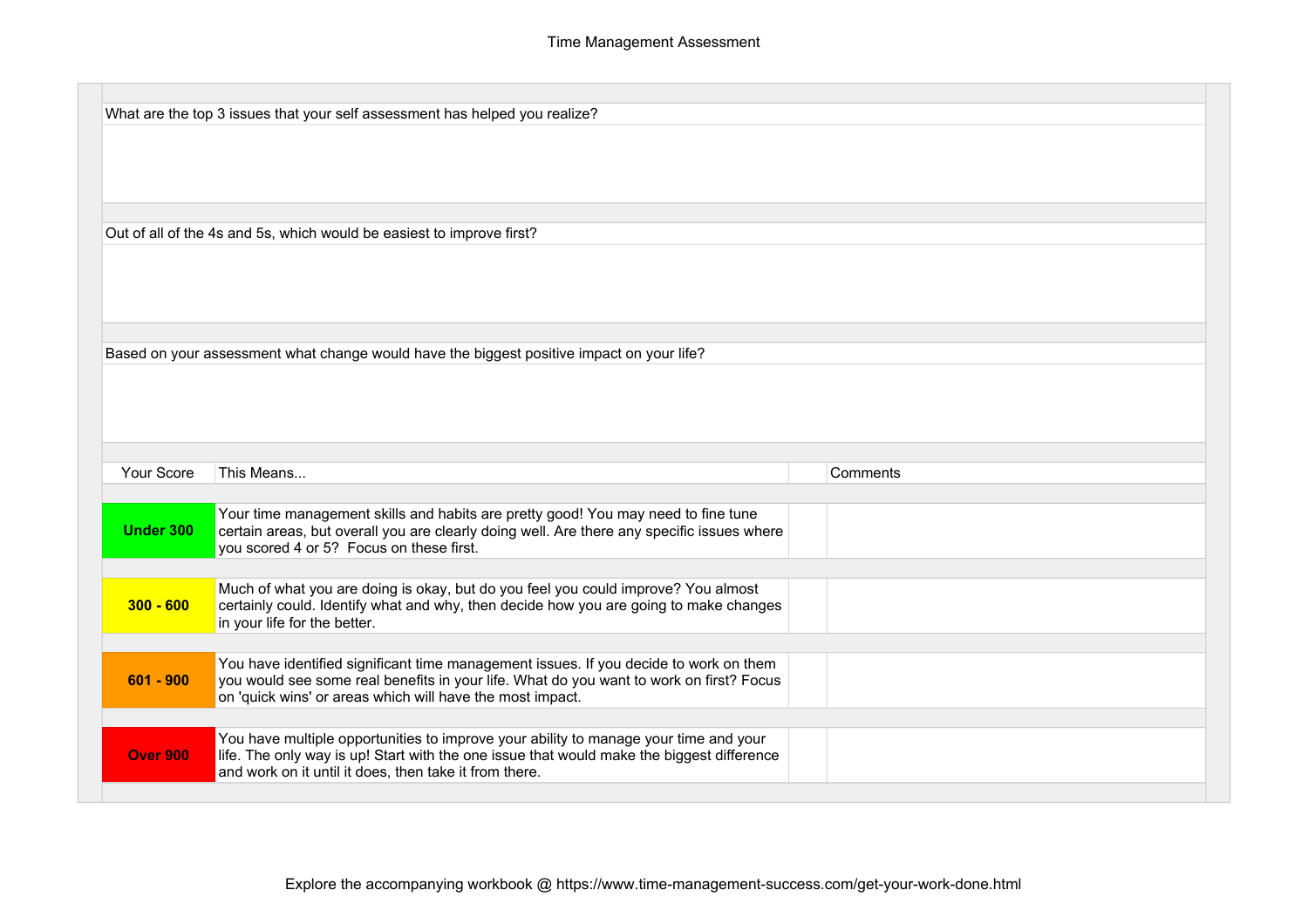Time Management Assessment

What are the top 3 issues that your self assessment has helped you realize?

Out of all of the 4s and 5s, which would be easiest to improve first?

Based on your assessment what change would have the biggest positive impact on your life?

| Your Score | This Means... | | Comments |
|---|---|---|---|
| **Under 300** | Your time management skills and habits are pretty good! You may need to fine tune certain areas, but overall you are clearly doing well. Are there any specific issues where you scored 4 or 5? Focus on these first. | | |
| **300 - 600** | Much of what you are doing is okay, but do you feel you could improve? You almost certainly could. Identify what and why, then decide how you are going to make changes in your life for the better. | | |
| **601 - 900** | You have identified significant time management issues. If you decide to work on them you would see some real benefits in your life. What do you want to work on first? Focus on 'quick wins' or areas which will have the most impact. | | |
| **Over 900** | You have multiple opportunities to improve your ability to manage your time and your life. The only way is up! Start with the one issue that would make the biggest difference and work on it until it does, then take it from there. | | |

Explore the accompanying workbook @ https://www.time-management-success.com/get-your-work-done.html